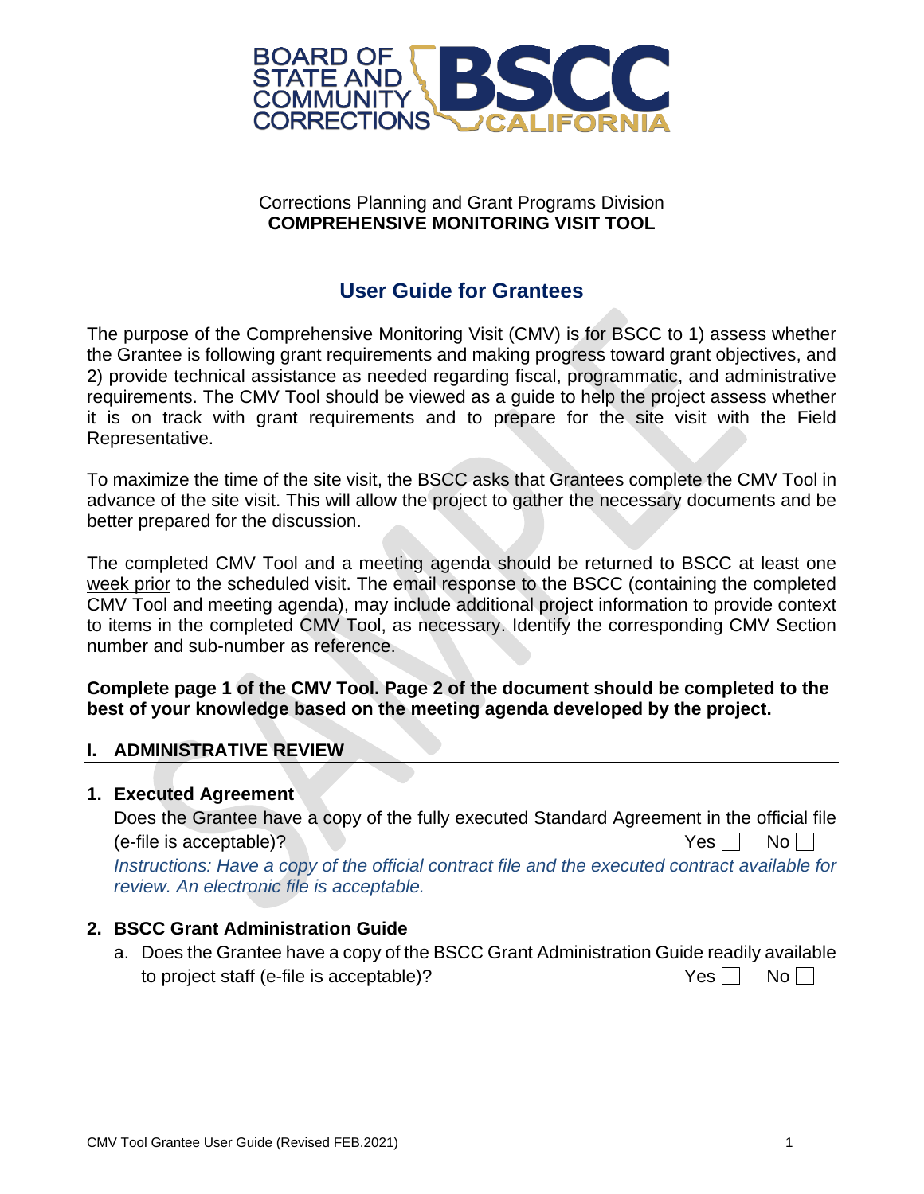BOARD OF STATE AND COMMUNITY CORRECTIONS BSCC CALIFORNIA

Corrections Planning and Grant Programs Division
**COMPREHENSIVE MONITORING VISIT TOOL**

## User Guide for Grantees

The purpose of the Comprehensive Monitoring Visit (CMV) is for BSCC to 1) assess whether the Grantee is following grant requirements and making progress toward grant objectives, and 2) provide technical assistance as needed regarding fiscal, programmatic, and administrative requirements. The CMV Tool should be viewed as a guide to help the project assess whether it is on track with grant requirements and to prepare for the site visit with the Field Representative.

To maximize the time of the site visit, the BSCC asks that Grantees complete the CMV Tool in advance of the site visit. This will allow the project to gather the necessary documents and be better prepared for the discussion.

The completed CMV Tool and a meeting agenda should be returned to BSCC at least one week prior to the scheduled visit. The email response to the BSCC (containing the completed CMV Tool and meeting agenda), may include additional project information to provide context to items in the completed CMV Tool, as necessary. Identify the corresponding CMV Section number and sub-number as reference.

**Complete page 1 of the CMV Tool. Page 2 of the document should be completed to the best of your knowledge based on the meeting agenda developed by the project.**

### I. ADMINISTRATIVE REVIEW

**1. Executed Agreement**

Does the Grantee have a copy of the fully executed Standard Agreement in the official file (e-file is acceptable)? Yes ☐ No ☐

*Instructions: Have a copy of the official contract file and the executed contract available for review. An electronic file is acceptable.*

**2. BSCC Grant Administration Guide**

a. Does the Grantee have a copy of the BSCC Grant Administration Guide readily available to project staff (e-file is acceptable)? Yes ☐ No ☐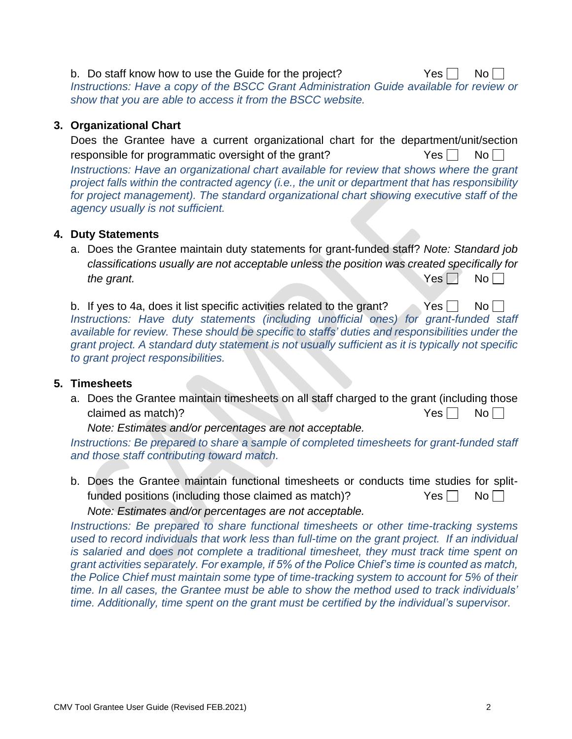b. Do staff know how to use the Guide for the project? Yes ☐ No ☐

*Instructions: Have a copy of the BSCC Grant Administration Guide available for review or show that you are able to access it from the BSCC website.*

**3. Organizational Chart**

Does the Grantee have a current organizational chart for the department/unit/section responsible for programmatic oversight of the grant? Yes ☐ No ☐

*Instructions: Have an organizational chart available for review that shows where the grant project falls within the contracted agency (i.e., the unit or department that has responsibility for project management). The standard organizational chart showing executive staff of the agency usually is not sufficient.*

**4. Duty Statements**

a. Does the Grantee maintain duty statements for grant-funded staff? *Note: Standard job classifications usually are not acceptable unless the position was created specifically for the grant.* Yes ☐ No ☐

b. If yes to 4a, does it list specific activities related to the grant? Yes ☐ No ☐

*Instructions: Have duty statements (including unofficial ones) for grant-funded staff available for review. These should be specific to staffs' duties and responsibilities under the grant project. A standard duty statement is not usually sufficient as it is typically not specific to grant project responsibilities.*

**5. Timesheets**

a. Does the Grantee maintain timesheets on all staff charged to the grant (including those claimed as match)? Yes ☐ No ☐

*Note: Estimates and/or percentages are not acceptable.*

*Instructions: Be prepared to share a sample of completed timesheets for grant-funded staff and those staff contributing toward match.*

b. Does the Grantee maintain functional timesheets or conducts time studies for split-funded positions (including those claimed as match)? Yes ☐ No ☐

*Note: Estimates and/or percentages are not acceptable.*

*Instructions: Be prepared to share functional timesheets or other time-tracking systems used to record individuals that work less than full-time on the grant project. If an individual is salaried and does not complete a traditional timesheet, they must track time spent on grant activities separately. For example, if 5% of the Police Chief's time is counted as match, the Police Chief must maintain some type of time-tracking system to account for 5% of their time. In all cases, the Grantee must be able to show the method used to track individuals' time. Additionally, time spent on the grant must be certified by the individual's supervisor.*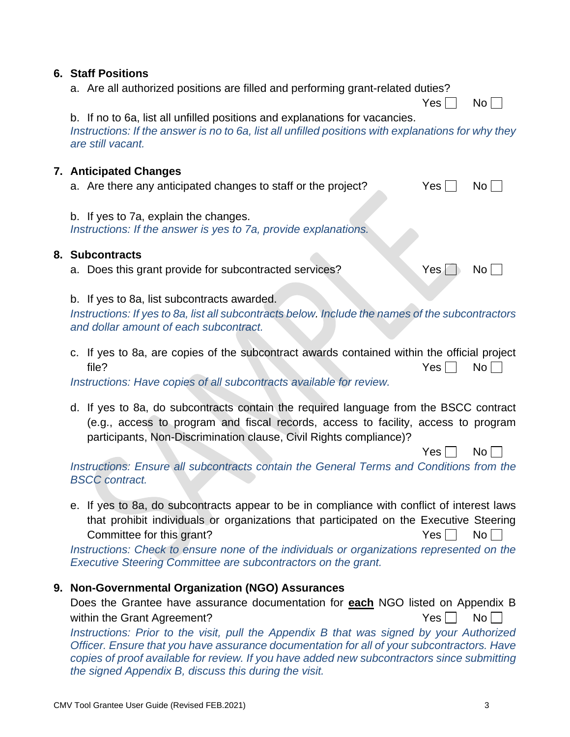## 6. Staff Positions

a. Are all authorized positions are filled and performing grant-related duties?

Yes ☐ No ☐

b. If no to 6a, list all unfilled positions and explanations for vacancies.

*Instructions: If the answer is no to 6a, list all unfilled positions with explanations for why they are still vacant.*

## 7. Anticipated Changes

a. Are there any anticipated changes to staff or the project? Yes ☐ No ☐

b. If yes to 7a, explain the changes.

*Instructions: If the answer is yes to 7a, provide explanations.*

## 8. Subcontracts

a. Does this grant provide for subcontracted services? Yes ☐ No ☐

b. If yes to 8a, list subcontracts awarded.

*Instructions: If yes to 8a, list all subcontracts below. Include the names of the subcontractors and dollar amount of each subcontract.*

c. If yes to 8a, are copies of the subcontract awards contained within the official project file? Yes ☐ No ☐

*Instructions: Have copies of all subcontracts available for review.*

d. If yes to 8a, do subcontracts contain the required language from the BSCC contract (e.g., access to program and fiscal records, access to facility, access to program participants, Non-Discrimination clause, Civil Rights compliance)?

Yes ☐ No ☐

*Instructions: Ensure all subcontracts contain the General Terms and Conditions from the BSCC contract.*

e. If yes to 8a, do subcontracts appear to be in compliance with conflict of interest laws that prohibit individuals or organizations that participated on the Executive Steering Committee for this grant? Yes ☐ No ☐

*Instructions: Check to ensure none of the individuals or organizations represented on the Executive Steering Committee are subcontractors on the grant.*

## 9. Non-Governmental Organization (NGO) Assurances

Does the Grantee have assurance documentation for **each** NGO listed on Appendix B within the Grant Agreement? Yes ☐ No ☐

*Instructions: Prior to the visit, pull the Appendix B that was signed by your Authorized Officer. Ensure that you have assurance documentation for all of your subcontractors. Have copies of proof available for review. If you have added new subcontractors since submitting the signed Appendix B, discuss this during the visit.*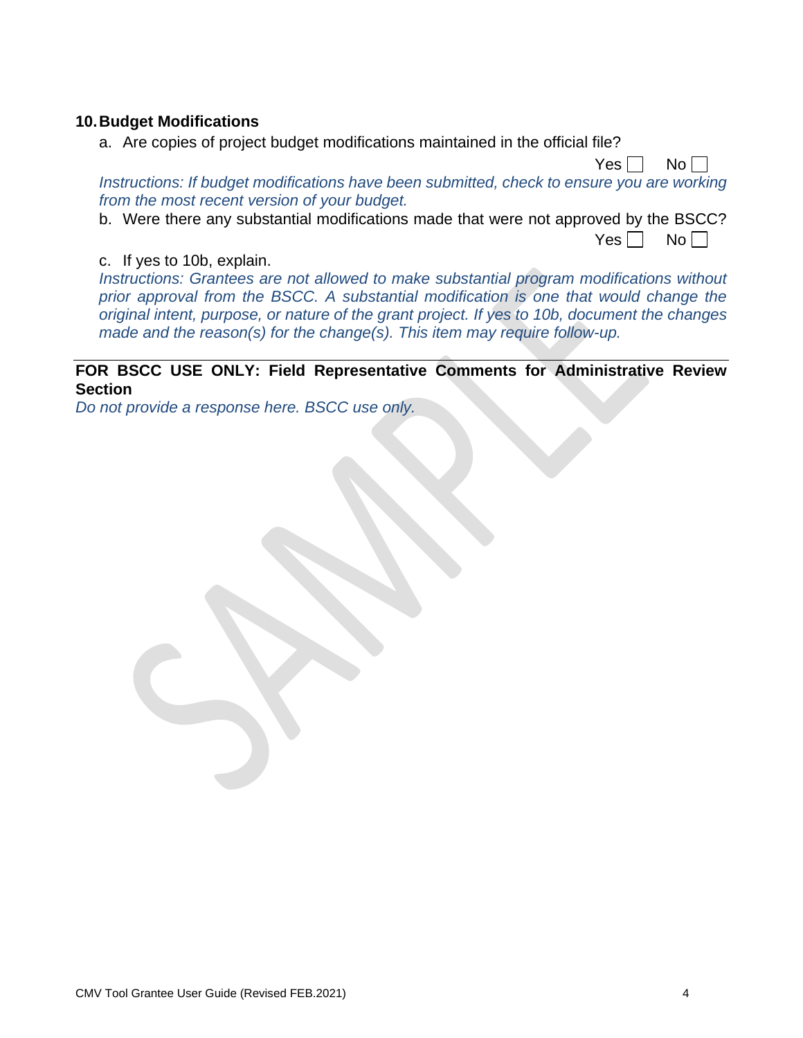### 10. Budget Modifications

a. Are copies of project budget modifications maintained in the official file?

Yes ☐ No ☐

*Instructions: If budget modifications have been submitted, check to ensure you are working from the most recent version of your budget.*

b. Were there any substantial modifications made that were not approved by the BSCC?

Yes ☐ No ☐

c. If yes to 10b, explain.

*Instructions: Grantees are not allowed to make substantial program modifications without prior approval from the BSCC. A substantial modification is one that would change the original intent, purpose, or nature of the grant project. If yes to 10b, document the changes made and the reason(s) for the change(s). This item may require follow-up.*

---

**FOR BSCC USE ONLY: Field Representative Comments for Administrative Review Section**

*Do not provide a response here. BSCC use only.*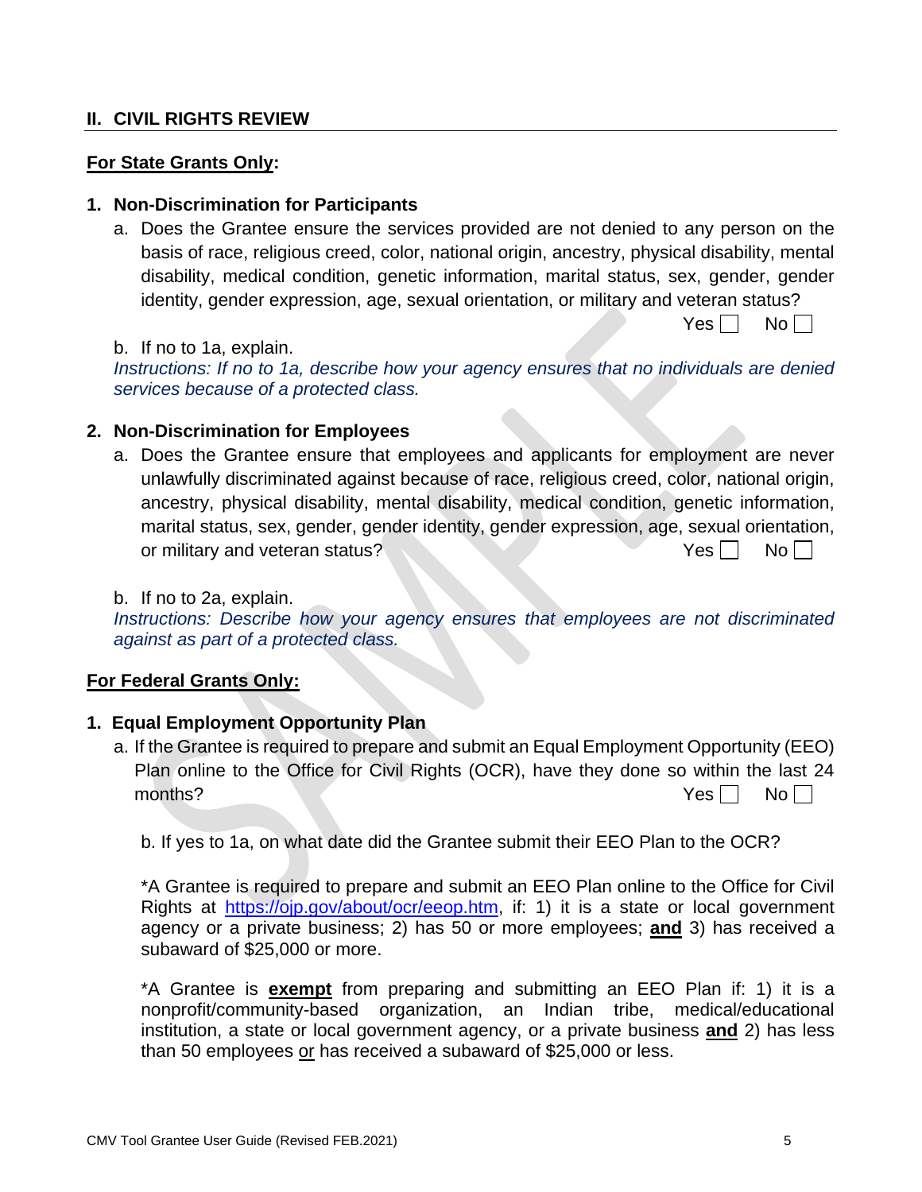## II. CIVIL RIGHTS REVIEW

**For State Grants Only:**

**1. Non-Discrimination for Participants**

a. Does the Grantee ensure the services provided are not denied to any person on the basis of race, religious creed, color, national origin, ancestry, physical disability, mental disability, medical condition, genetic information, marital status, sex, gender, gender identity, gender expression, age, sexual orientation, or military and veteran status?

Yes ☐ No ☐

b. If no to 1a, explain.

*Instructions: If no to 1a, describe how your agency ensures that no individuals are denied services because of a protected class.*

**2. Non-Discrimination for Employees**

a. Does the Grantee ensure that employees and applicants for employment are never unlawfully discriminated against because of race, religious creed, color, national origin, ancestry, physical disability, mental disability, medical condition, genetic information, marital status, sex, gender, gender identity, gender expression, age, sexual orientation, or military and veteran status? Yes ☐ No ☐

b. If no to 2a, explain.

*Instructions: Describe how your agency ensures that employees are not discriminated against as part of a protected class.*

**For Federal Grants Only:**

**1. Equal Employment Opportunity Plan**

a. If the Grantee is required to prepare and submit an Equal Employment Opportunity (EEO) Plan online to the Office for Civil Rights (OCR), have they done so within the last 24 months? Yes ☐ No ☐

b. If yes to 1a, on what date did the Grantee submit their EEO Plan to the OCR?

*A Grantee is required to prepare and submit an EEO Plan online to the Office for Civil Rights at https://ojp.gov/about/ocr/eeop.htm, if: 1) it is a state or local government agency or a private business; 2) has 50 or more employees; **and** 3) has received a subaward of $25,000 or more.

*A Grantee is **exempt** from preparing and submitting an EEO Plan if: 1) it is a nonprofit/community-based organization, an Indian tribe, medical/educational institution, a state or local government agency, or a private business **and** 2) has less than 50 employees or has received a subaward of $25,000 or less.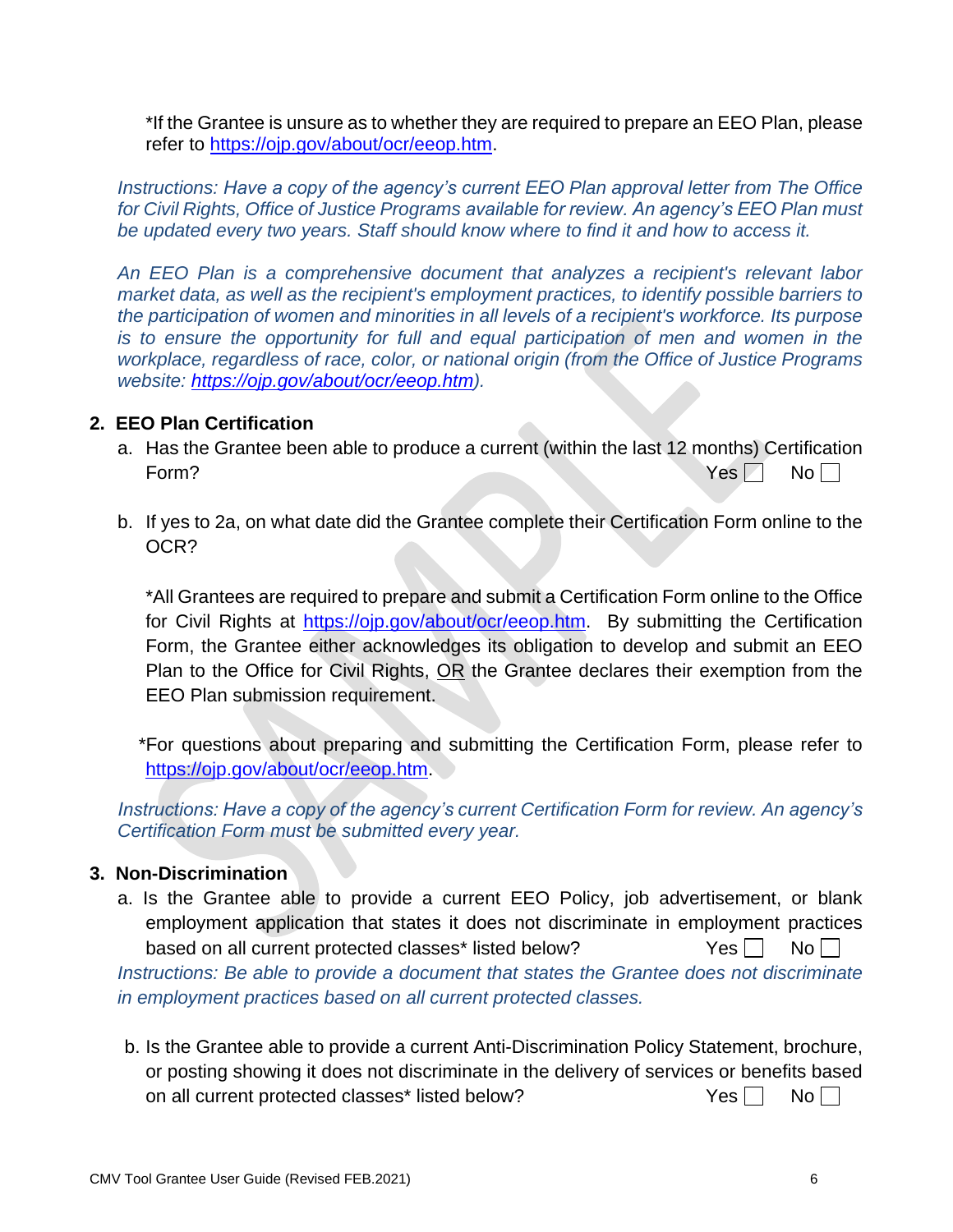*If the Grantee is unsure as to whether they are required to prepare an EEO Plan, please refer to https://ojp.gov/about/ocr/eeop.htm.

*Instructions: Have a copy of the agency's current EEO Plan approval letter from The Office for Civil Rights, Office of Justice Programs available for review. An agency's EEO Plan must be updated every two years. Staff should know where to find it and how to access it.*

*An EEO Plan is a comprehensive document that analyzes a recipient's relevant labor market data, as well as the recipient's employment practices, to identify possible barriers to the participation of women and minorities in all levels of a recipient's workforce. Its purpose is to ensure the opportunity for full and equal participation of men and women in the workplace, regardless of race, color, or national origin (from the Office of Justice Programs website: https://ojp.gov/about/ocr/eeop.htm).*

**2. EEO Plan Certification**

a. Has the Grantee been able to produce a current (within the last 12 months) Certification Form? Yes ☐ No ☐

b. If yes to 2a, on what date did the Grantee complete their Certification Form online to the OCR?

*All Grantees are required to prepare and submit a Certification Form online to the Office for Civil Rights at https://ojp.gov/about/ocr/eeop.htm. By submitting the Certification Form, the Grantee either acknowledges its obligation to develop and submit an EEO Plan to the Office for Civil Rights, <u>OR</u> the Grantee declares their exemption from the EEO Plan submission requirement.

*For questions about preparing and submitting the Certification Form, please refer to https://ojp.gov/about/ocr/eeop.htm.

*Instructions: Have a copy of the agency's current Certification Form for review. An agency's Certification Form must be submitted every year.*

**3. Non-Discrimination**

a. Is the Grantee able to provide a current EEO Policy, job advertisement, or blank employment application that states it does not discriminate in employment practices based on all current protected classes* listed below? Yes ☐ No ☐

*Instructions: Be able to provide a document that states the Grantee does not discriminate in employment practices based on all current protected classes.*

b. Is the Grantee able to provide a current Anti-Discrimination Policy Statement, brochure, or posting showing it does not discriminate in the delivery of services or benefits based on all current protected classes* listed below? Yes ☐ No ☐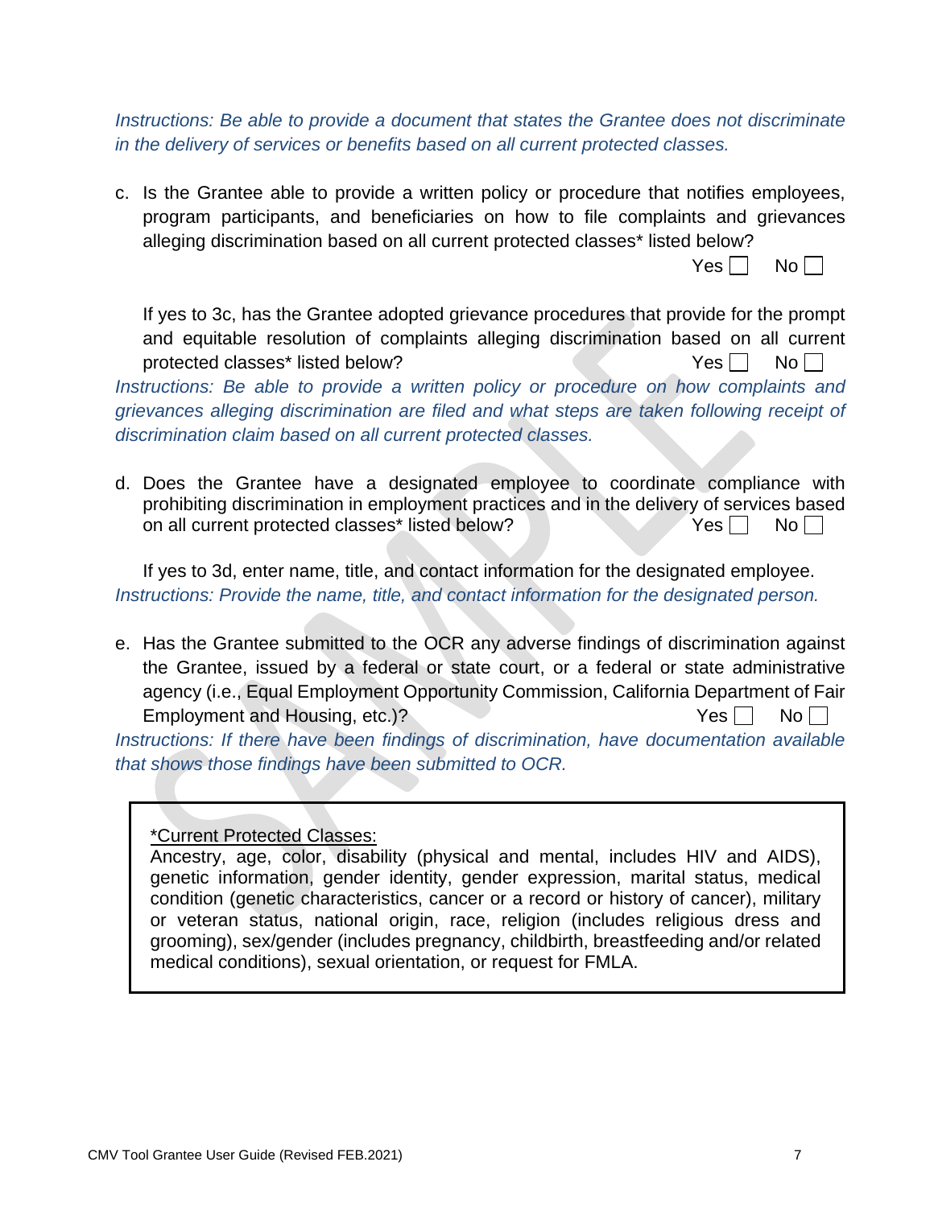*Instructions: Be able to provide a document that states the Grantee does not discriminate in the delivery of services or benefits based on all current protected classes.*

c. Is the Grantee able to provide a written policy or procedure that notifies employees, program participants, and beneficiaries on how to file complaints and grievances alleging discrimination based on all current protected classes* listed below?

Yes ☐ No ☐

If yes to 3c, has the Grantee adopted grievance procedures that provide for the prompt and equitable resolution of complaints alleging discrimination based on all current protected classes* listed below? Yes ☐ No ☐

*Instructions: Be able to provide a written policy or procedure on how complaints and grievances alleging discrimination are filed and what steps are taken following receipt of discrimination claim based on all current protected classes.*

d. Does the Grantee have a designated employee to coordinate compliance with prohibiting discrimination in employment practices and in the delivery of services based on all current protected classes* listed below? Yes ☐ No ☐

If yes to 3d, enter name, title, and contact information for the designated employee.

*Instructions: Provide the name, title, and contact information for the designated person.*

e. Has the Grantee submitted to the OCR any adverse findings of discrimination against the Grantee, issued by a federal or state court, or a federal or state administrative agency (i.e., Equal Employment Opportunity Commission, California Department of Fair Employment and Housing, etc.)? Yes ☐ No ☐

*Instructions: If there have been findings of discrimination, have documentation available that shows those findings have been submitted to OCR.*

---

<u>*Current Protected Classes:</u>

Ancestry, age, color, disability (physical and mental, includes HIV and AIDS), genetic information, gender identity, gender expression, marital status, medical condition (genetic characteristics, cancer or a record or history of cancer), military or veteran status, national origin, race, religion (includes religious dress and grooming), sex/gender (includes pregnancy, childbirth, breastfeeding and/or related medical conditions), sexual orientation, or request for FMLA.

---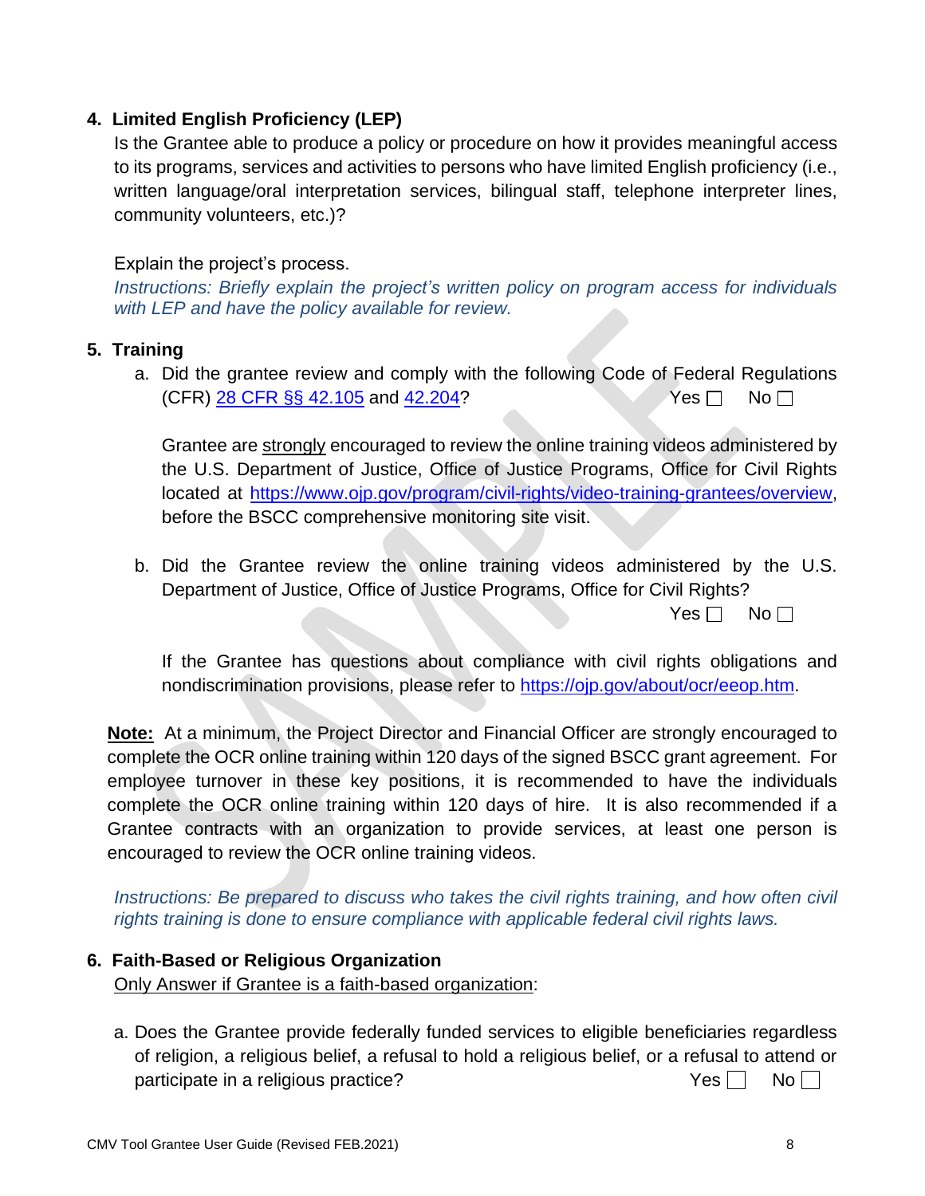**4. Limited English Proficiency (LEP)**

Is the Grantee able to produce a policy or procedure on how it provides meaningful access to its programs, services and activities to persons who have limited English proficiency (i.e., written language/oral interpretation services, bilingual staff, telephone interpreter lines, community volunteers, etc.)?

Explain the project's process.

*Instructions: Briefly explain the project's written policy on program access for individuals with LEP and have the policy available for review.*

**5. Training**

a. Did the grantee review and comply with the following Code of Federal Regulations (CFR) [28 CFR §§ 42.105]() and [42.204]()? Yes ☐ No ☐

Grantee are <u>strongly</u> encouraged to review the online training videos administered by the U.S. Department of Justice, Office of Justice Programs, Office for Civil Rights located at [https://www.ojp.gov/program/civil-rights/video-training-grantees/overview](https://www.ojp.gov/program/civil-rights/video-training-grantees/overview), before the BSCC comprehensive monitoring site visit.

b. Did the Grantee review the online training videos administered by the U.S. Department of Justice, Office of Justice Programs, Office for Civil Rights? Yes ☐ No ☐

If the Grantee has questions about compliance with civil rights obligations and nondiscrimination provisions, please refer to [https://ojp.gov/about/ocr/eeop.htm](https://ojp.gov/about/ocr/eeop.htm).

**<u>Note:</u>** At a minimum, the Project Director and Financial Officer are strongly encouraged to complete the OCR online training within 120 days of the signed BSCC grant agreement. For employee turnover in these key positions, it is recommended to have the individuals complete the OCR online training within 120 days of hire. It is also recommended if a Grantee contracts with an organization to provide services, at least one person is encouraged to review the OCR online training videos.

*Instructions: Be prepared to discuss who takes the civil rights training, and how often civil rights training is done to ensure compliance with applicable federal civil rights laws.*

**6. Faith-Based or Religious Organization**

<u>Only Answer if Grantee is a faith-based organization</u>:

a. Does the Grantee provide federally funded services to eligible beneficiaries regardless of religion, a religious belief, a refusal to hold a religious belief, or a refusal to attend or participate in a religious practice? Yes ☐ No ☐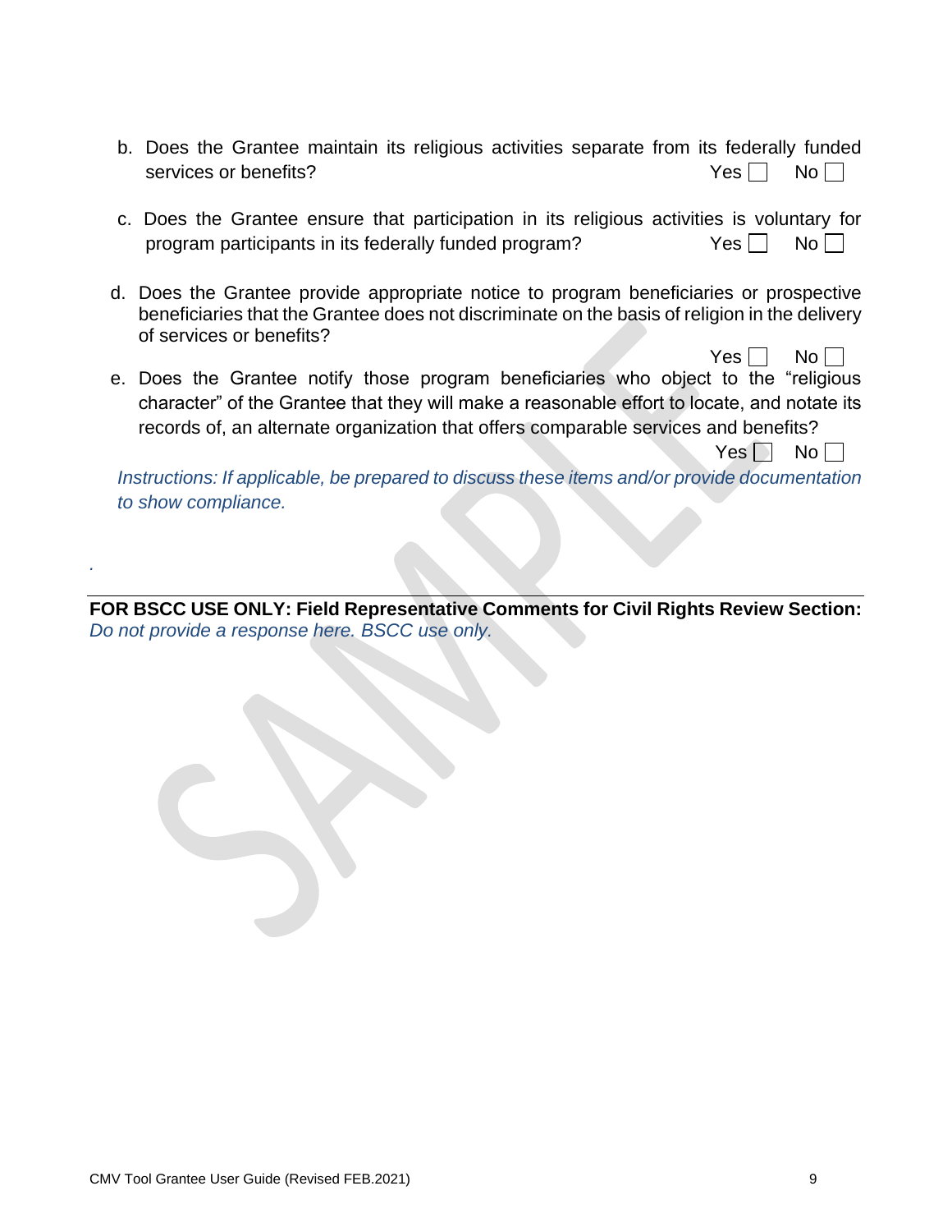b. Does the Grantee maintain its religious activities separate from its federally funded services or benefits? Yes ☐ No ☐

c. Does the Grantee ensure that participation in its religious activities is voluntary for program participants in its federally funded program? Yes ☐ No ☐

d. Does the Grantee provide appropriate notice to program beneficiaries or prospective beneficiaries that the Grantee does not discriminate on the basis of religion in the delivery of services or benefits? Yes ☐ No ☐

e. Does the Grantee notify those program beneficiaries who object to the "religious character" of the Grantee that they will make a reasonable effort to locate, and notate its records of, an alternate organization that offers comparable services and benefits? Yes ☐ No ☐

*Instructions: If applicable, be prepared to discuss these items and/or provide documentation to show compliance.*

.

---

**FOR BSCC USE ONLY: Field Representative Comments for Civil Rights Review Section:**
*Do not provide a response here. BSCC use only.*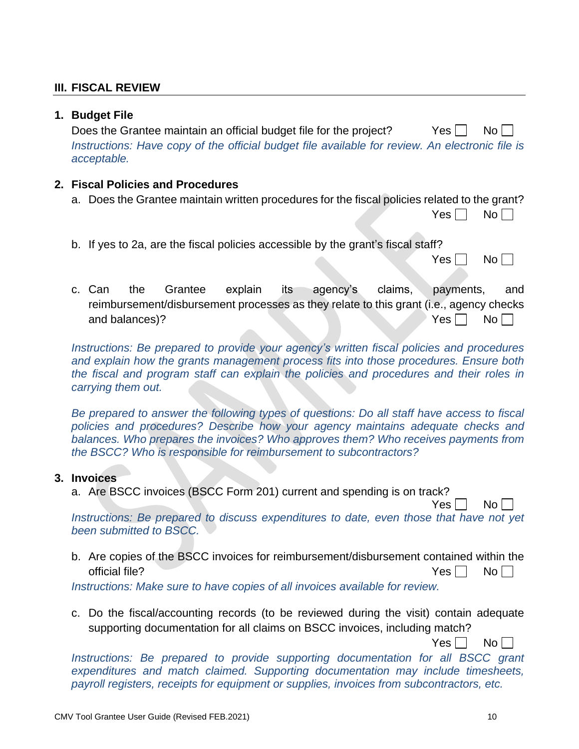## III. FISCAL REVIEW

### 1. Budget File

Does the Grantee maintain an official budget file for the project? Yes ☐ No ☐

*Instructions: Have copy of the official budget file available for review. An electronic file is acceptable.*

### 2. Fiscal Policies and Procedures

a. Does the Grantee maintain written procedures for the fiscal policies related to the grant? Yes ☐ No ☐

b. If yes to 2a, are the fiscal policies accessible by the grant's fiscal staff? Yes ☐ No ☐

c. Can the Grantee explain its agency's claims, payments, and reimbursement/disbursement processes as they relate to this grant (i.e., agency checks and balances)? Yes ☐ No ☐

*Instructions: Be prepared to provide your agency's written fiscal policies and procedures and explain how the grants management process fits into those procedures. Ensure both the fiscal and program staff can explain the policies and procedures and their roles in carrying them out.*

*Be prepared to answer the following types of questions: Do all staff have access to fiscal policies and procedures? Describe how your agency maintains adequate checks and balances. Who prepares the invoices? Who approves them? Who receives payments from the BSCC? Who is responsible for reimbursement to subcontractors?*

### 3. Invoices

a. Are BSCC invoices (BSCC Form 201) current and spending is on track? Yes ☐ No ☐

*Instructions: Be prepared to discuss expenditures to date, even those that have not yet been submitted to BSCC.*

b. Are copies of the BSCC invoices for reimbursement/disbursement contained within the official file? Yes ☐ No ☐

*Instructions: Make sure to have copies of all invoices available for review.*

c. Do the fiscal/accounting records (to be reviewed during the visit) contain adequate supporting documentation for all claims on BSCC invoices, including match? Yes ☐ No ☐

*Instructions: Be prepared to provide supporting documentation for all BSCC grant expenditures and match claimed. Supporting documentation may include timesheets, payroll registers, receipts for equipment or supplies, invoices from subcontractors, etc.*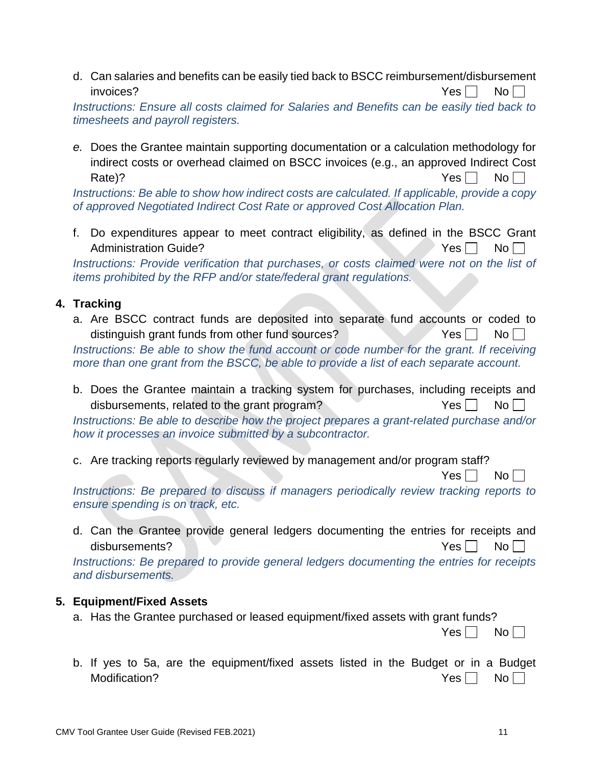d. Can salaries and benefits can be easily tied back to BSCC reimbursement/disbursement invoices? Yes ☐ No ☐

*Instructions: Ensure all costs claimed for Salaries and Benefits can be easily tied back to timesheets and payroll registers.*

*e.* Does the Grantee maintain supporting documentation or a calculation methodology for indirect costs or overhead claimed on BSCC invoices (e.g., an approved Indirect Cost Rate)? Yes ☐ No ☐

*Instructions: Be able to show how indirect costs are calculated. If applicable, provide a copy of approved Negotiated Indirect Cost Rate or approved Cost Allocation Plan.*

f. Do expenditures appear to meet contract eligibility, as defined in the BSCC Grant Administration Guide? Yes ☐ No ☐

*Instructions: Provide verification that purchases, or costs claimed were not on the list of items prohibited by the RFP and/or state/federal grant regulations.*

## 4. Tracking

a. Are BSCC contract funds are deposited into separate fund accounts or coded to distinguish grant funds from other fund sources? Yes ☐ No ☐

*Instructions: Be able to show the fund account or code number for the grant. If receiving more than one grant from the BSCC, be able to provide a list of each separate account.*

b. Does the Grantee maintain a tracking system for purchases, including receipts and disbursements, related to the grant program? Yes ☐ No ☐

*Instructions: Be able to describe how the project prepares a grant-related purchase and/or how it processes an invoice submitted by a subcontractor.*

c. Are tracking reports regularly reviewed by management and/or program staff? Yes ☐ No ☐

*Instructions: Be prepared to discuss if managers periodically review tracking reports to ensure spending is on track, etc.*

d. Can the Grantee provide general ledgers documenting the entries for receipts and disbursements? Yes ☐ No ☐

*Instructions: Be prepared to provide general ledgers documenting the entries for receipts and disbursements.*

## 5. Equipment/Fixed Assets

a. Has the Grantee purchased or leased equipment/fixed assets with grant funds? Yes ☐ No ☐

b. If yes to 5a, are the equipment/fixed assets listed in the Budget or in a Budget Modification? Yes ☐ No ☐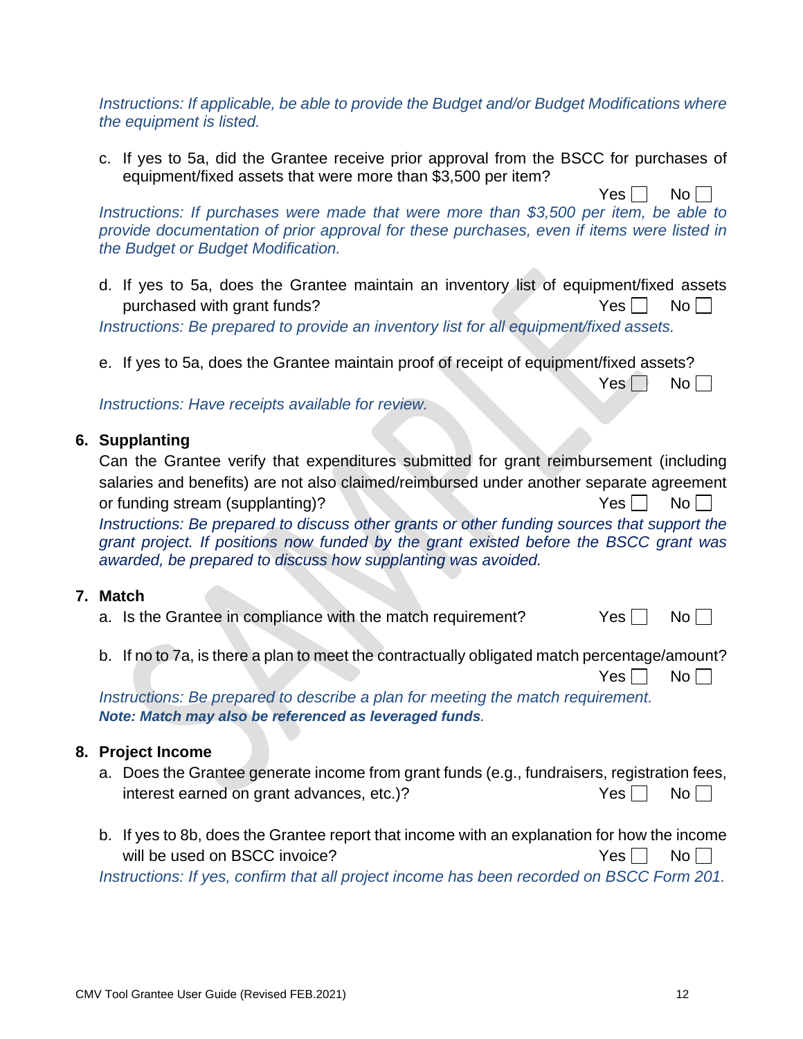*Instructions: If applicable, be able to provide the Budget and/or Budget Modifications where the equipment is listed.*

c. If yes to 5a, did the Grantee receive prior approval from the BSCC for purchases of equipment/fixed assets that were more than $3,500 per item?

Yes ☐ No ☐

*Instructions: If purchases were made that were more than $3,500 per item, be able to provide documentation of prior approval for these purchases, even if items were listed in the Budget or Budget Modification.*

d. If yes to 5a, does the Grantee maintain an inventory list of equipment/fixed assets purchased with grant funds? Yes ☐ No ☐

*Instructions: Be prepared to provide an inventory list for all equipment/fixed assets.*

e. If yes to 5a, does the Grantee maintain proof of receipt of equipment/fixed assets?

Yes ☐ No ☐

*Instructions: Have receipts available for review.*

**6. Supplanting**

Can the Grantee verify that expenditures submitted for grant reimbursement (including salaries and benefits) are not also claimed/reimbursed under another separate agreement or funding stream (supplanting)? Yes ☐ No ☐

*Instructions: Be prepared to discuss other grants or other funding sources that support the grant project. If positions now funded by the grant existed before the BSCC grant was awarded, be prepared to discuss how supplanting was avoided.*

**7. Match**

a. Is the Grantee in compliance with the match requirement? Yes ☐ No ☐

b. If no to 7a, is there a plan to meet the contractually obligated match percentage/amount?

Yes ☐ No ☐

*Instructions: Be prepared to describe a plan for meeting the match requirement.*
***Note: Match may also be referenced as leveraged funds.***

**8. Project Income**

a. Does the Grantee generate income from grant funds (e.g., fundraisers, registration fees, interest earned on grant advances, etc.)? Yes ☐ No ☐

b. If yes to 8b, does the Grantee report that income with an explanation for how the income will be used on BSCC invoice? Yes ☐ No ☐

*Instructions: If yes, confirm that all project income has been recorded on BSCC Form 201.*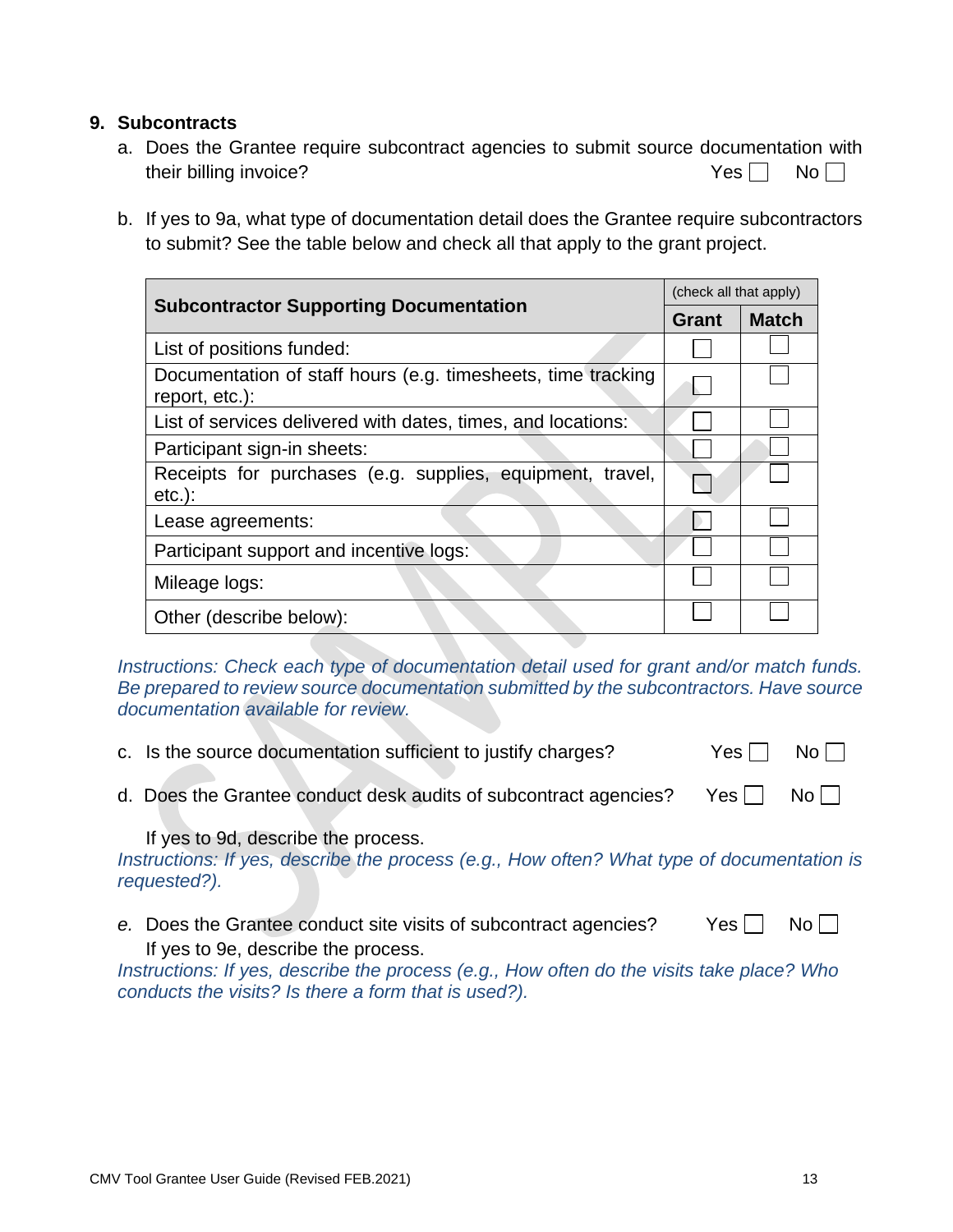## 9. Subcontracts

a. Does the Grantee require subcontract agencies to submit source documentation with their billing invoice? Yes ☐ No ☐

b. If yes to 9a, what type of documentation detail does the Grantee require subcontractors to submit? See the table below and check all that apply to the grant project.

| **Subcontractor Supporting Documentation** | (check all that apply) | |
|---|---|---|
| | **Grant** | **Match** |
| List of positions funded: | ☐ | ☐ |
| Documentation of staff hours (e.g. timesheets, time tracking report, etc.): | ☐ | ☐ |
| List of services delivered with dates, times, and locations: | ☐ | ☐ |
| Participant sign-in sheets: | ☐ | ☐ |
| Receipts for purchases (e.g. supplies, equipment, travel, etc.): | ☐ | ☐ |
| Lease agreements: | ☐ | ☐ |
| Participant support and incentive logs: | ☐ | ☐ |
| Mileage logs: | ☐ | ☐ |
| Other (describe below): | ☐ | ☐ |

*Instructions: Check each type of documentation detail used for grant and/or match funds. Be prepared to review source documentation submitted by the subcontractors. Have source documentation available for review.*

c. Is the source documentation sufficient to justify charges? Yes ☐ No ☐

d. Does the Grantee conduct desk audits of subcontract agencies? Yes ☐ No ☐

If yes to 9d, describe the process.

*Instructions: If yes, describe the process (e.g., How often? What type of documentation is requested?).*

*e.* Does the Grantee conduct site visits of subcontract agencies? Yes ☐ No ☐

If yes to 9e, describe the process.

*Instructions: If yes, describe the process (e.g., How often do the visits take place? Who conducts the visits? Is there a form that is used?).*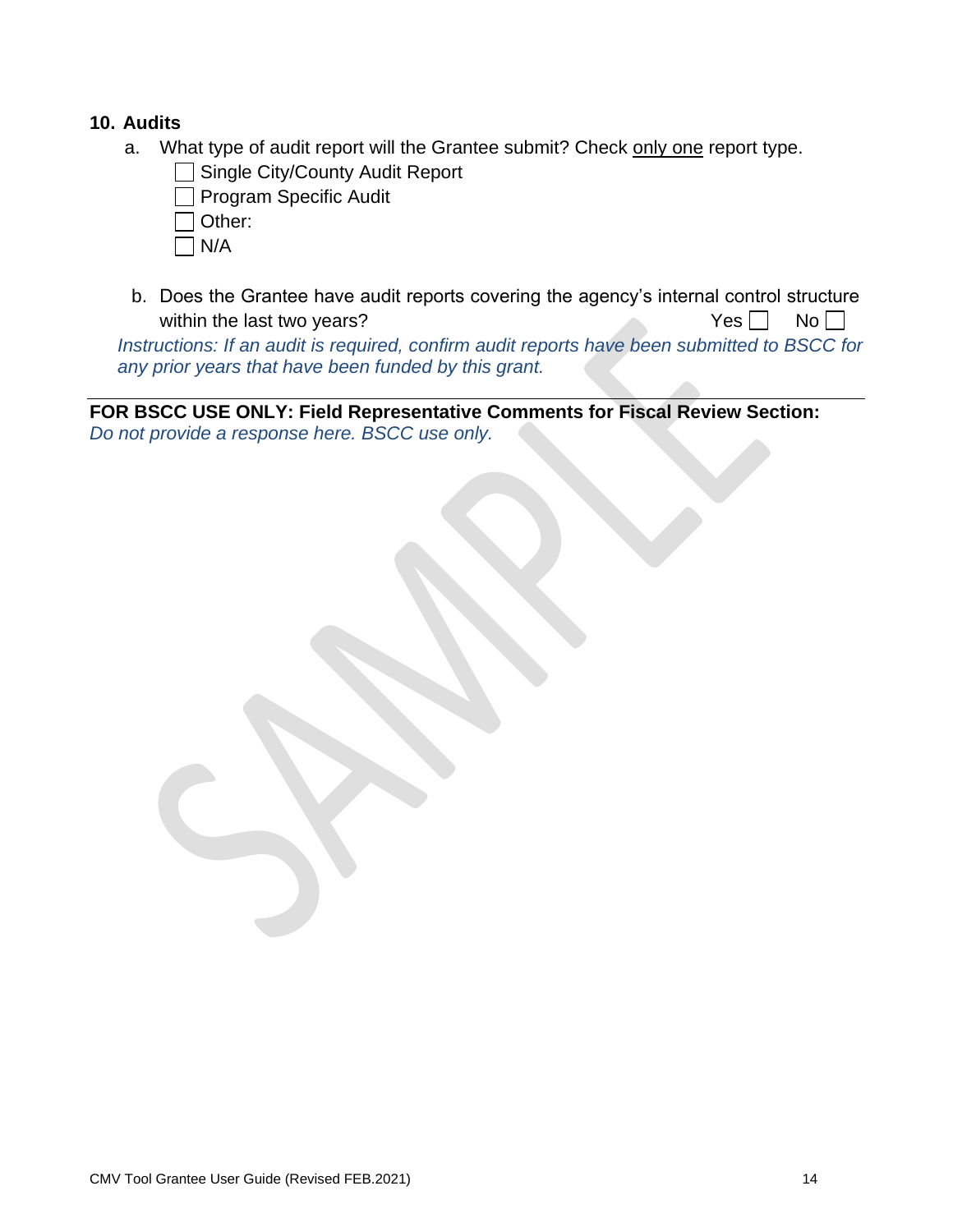## 10. Audits

a. What type of audit report will the Grantee submit? Check <u>only one</u> report type.

- ☐ Single City/County Audit Report
- ☐ Program Specific Audit
- ☐ Other:
- ☐ N/A

b. Does the Grantee have audit reports covering the agency's internal control structure within the last two years? Yes ☐ No ☐

*Instructions: If an audit is required, confirm audit reports have been submitted to BSCC for any prior years that have been funded by this grant.*

---

**FOR BSCC USE ONLY: Field Representative Comments for Fiscal Review Section:**

*Do not provide a response here. BSCC use only.*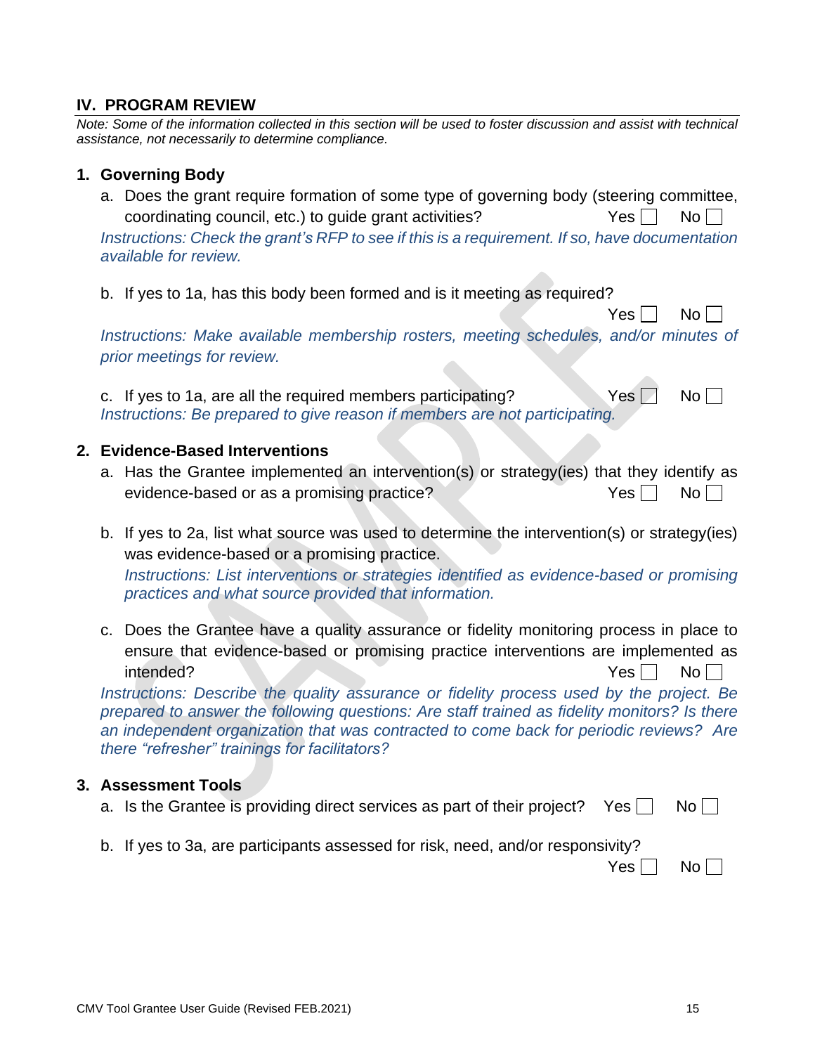## IV. PROGRAM REVIEW

*Note: Some of the information collected in this section will be used to foster discussion and assist with technical assistance, not necessarily to determine compliance.*

### 1. Governing Body

a. Does the grant require formation of some type of governing body (steering committee, coordinating council, etc.) to guide grant activities? Yes ☐ No ☐

*Instructions: Check the grant's RFP to see if this is a requirement. If so, have documentation available for review.*

b. If yes to 1a, has this body been formed and is it meeting as required? Yes ☐ No ☐

*Instructions: Make available membership rosters, meeting schedules, and/or minutes of prior meetings for review.*

c. If yes to 1a, are all the required members participating? Yes ☐ No ☐

*Instructions: Be prepared to give reason if members are not participating.*

### 2. Evidence-Based Interventions

a. Has the Grantee implemented an intervention(s) or strategy(ies) that they identify as evidence-based or as a promising practice? Yes ☐ No ☐

b. If yes to 2a, list what source was used to determine the intervention(s) or strategy(ies) was evidence-based or a promising practice.

*Instructions: List interventions or strategies identified as evidence-based or promising practices and what source provided that information.*

c. Does the Grantee have a quality assurance or fidelity monitoring process in place to ensure that evidence-based or promising practice interventions are implemented as intended? Yes ☐ No ☐

*Instructions: Describe the quality assurance or fidelity process used by the project. Be prepared to answer the following questions: Are staff trained as fidelity monitors? Is there an independent organization that was contracted to come back for periodic reviews? Are there "refresher" trainings for facilitators?*

### 3. Assessment Tools

a. Is the Grantee providing direct services as part of their project? Yes ☐ No ☐

b. If yes to 3a, are participants assessed for risk, need, and/or responsivity? Yes ☐ No ☐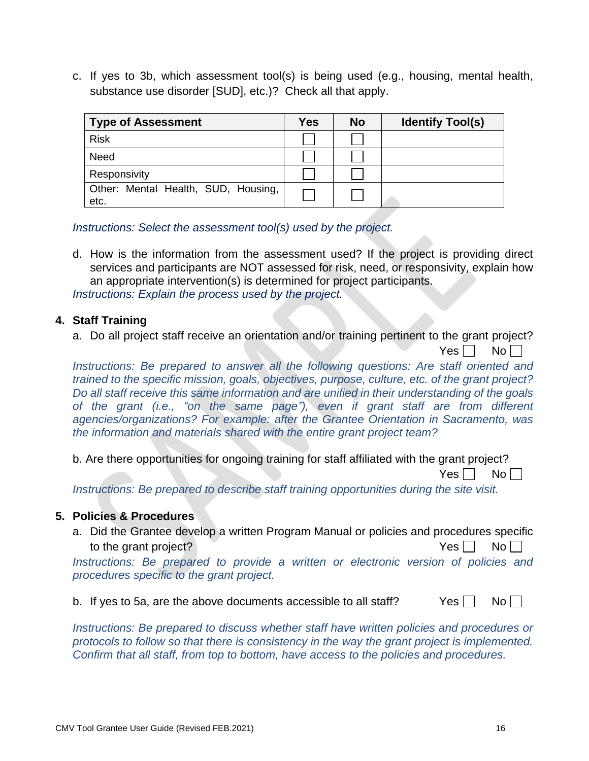c. If yes to 3b, which assessment tool(s) is being used (e.g., housing, mental health, substance use disorder [SUD], etc.)? Check all that apply.

| Type of Assessment | Yes | No | Identify Tool(s) |
|---|---|---|---|
| Risk | ☐ | ☐ | |
| Need | ☐ | ☐ | |
| Responsivity | ☐ | ☐ | |
| Other: Mental Health, SUD, Housing, etc. | ☐ | ☐ | |

*Instructions: Select the assessment tool(s) used by the project.*

d. How is the information from the assessment used? If the project is providing direct services and participants are NOT assessed for risk, need, or responsivity, explain how an appropriate intervention(s) is determined for project participants.
*Instructions: Explain the process used by the project.*

**4. Staff Training**

a. Do all project staff receive an orientation and/or training pertinent to the grant project? Yes ☐ No ☐

*Instructions: Be prepared to answer all the following questions: Are staff oriented and trained to the specific mission, goals, objectives, purpose, culture, etc. of the grant project? Do all staff receive this same information and are unified in their understanding of the goals of the grant (i.e., "on the same page"), even if grant staff are from different agencies/organizations? For example: after the Grantee Orientation in Sacramento, was the information and materials shared with the entire grant project team?*

b. Are there opportunities for ongoing training for staff affiliated with the grant project? Yes ☐ No ☐

*Instructions: Be prepared to describe staff training opportunities during the site visit.*

**5. Policies & Procedures**

a. Did the Grantee develop a written Program Manual or policies and procedures specific to the grant project? Yes ☐ No ☐

*Instructions: Be prepared to provide a written or electronic version of policies and procedures specific to the grant project.*

b. If yes to 5a, are the above documents accessible to all staff? Yes ☐ No ☐

*Instructions: Be prepared to discuss whether staff have written policies and procedures or protocols to follow so that there is consistency in the way the grant project is implemented. Confirm that all staff, from top to bottom, have access to the policies and procedures.*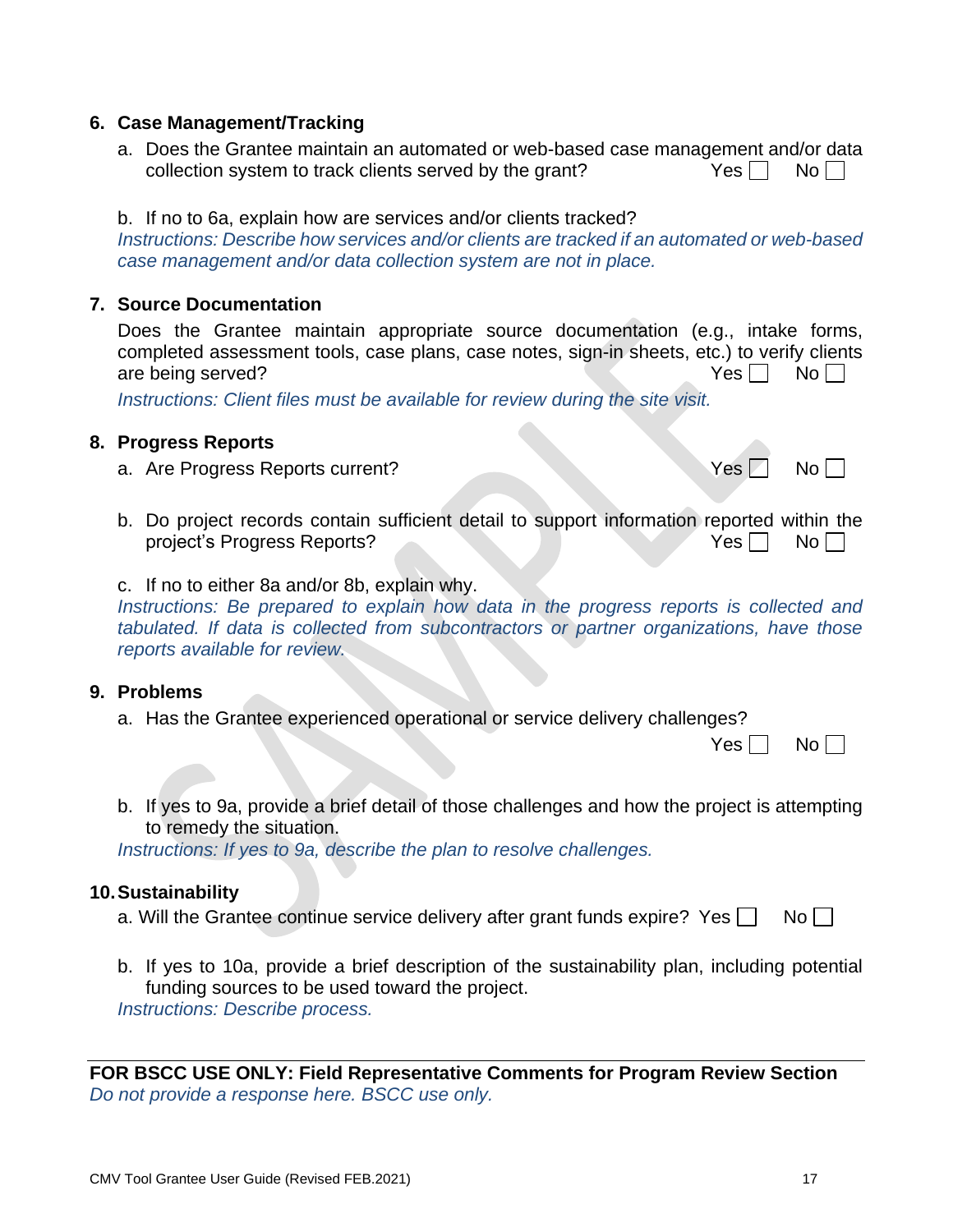### 6. Case Management/Tracking

a. Does the Grantee maintain an automated or web-based case management and/or data collection system to track clients served by the grant? Yes ☐ No ☐

b. If no to 6a, explain how are services and/or clients tracked?
*Instructions: Describe how services and/or clients are tracked if an automated or web-based case management and/or data collection system are not in place.*

### 7. Source Documentation

Does the Grantee maintain appropriate source documentation (e.g., intake forms, completed assessment tools, case plans, case notes, sign-in sheets, etc.) to verify clients are being served? Yes ☐ No ☐

*Instructions: Client files must be available for review during the site visit.*

### 8. Progress Reports

a. Are Progress Reports current? Yes ☐ No ☐

b. Do project records contain sufficient detail to support information reported within the project's Progress Reports? Yes ☐ No ☐

c. If no to either 8a and/or 8b, explain why.
*Instructions: Be prepared to explain how data in the progress reports is collected and tabulated. If data is collected from subcontractors or partner organizations, have those reports available for review.*

### 9. Problems

a. Has the Grantee experienced operational or service delivery challenges? Yes ☐ No ☐

b. If yes to 9a, provide a brief detail of those challenges and how the project is attempting to remedy the situation.
*Instructions: If yes to 9a, describe the plan to resolve challenges.*

### 10. Sustainability

a. Will the Grantee continue service delivery after grant funds expire? Yes ☐ No ☐

b. If yes to 10a, provide a brief description of the sustainability plan, including potential funding sources to be used toward the project.
*Instructions: Describe process.*

---

**FOR BSCC USE ONLY: Field Representative Comments for Program Review Section**
*Do not provide a response here. BSCC use only.*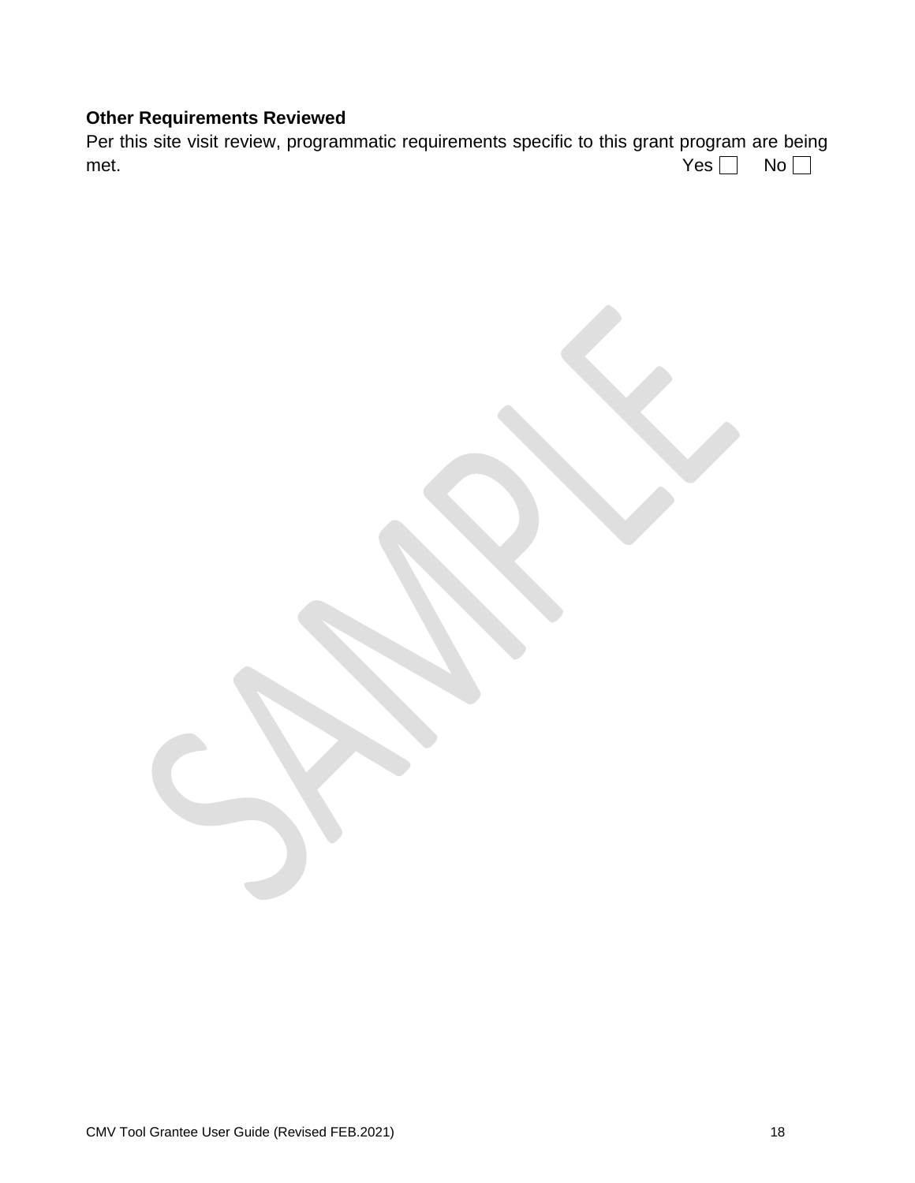**Other Requirements Reviewed**

Per this site visit review, programmatic requirements specific to this grant program are being met. Yes ☐ No ☐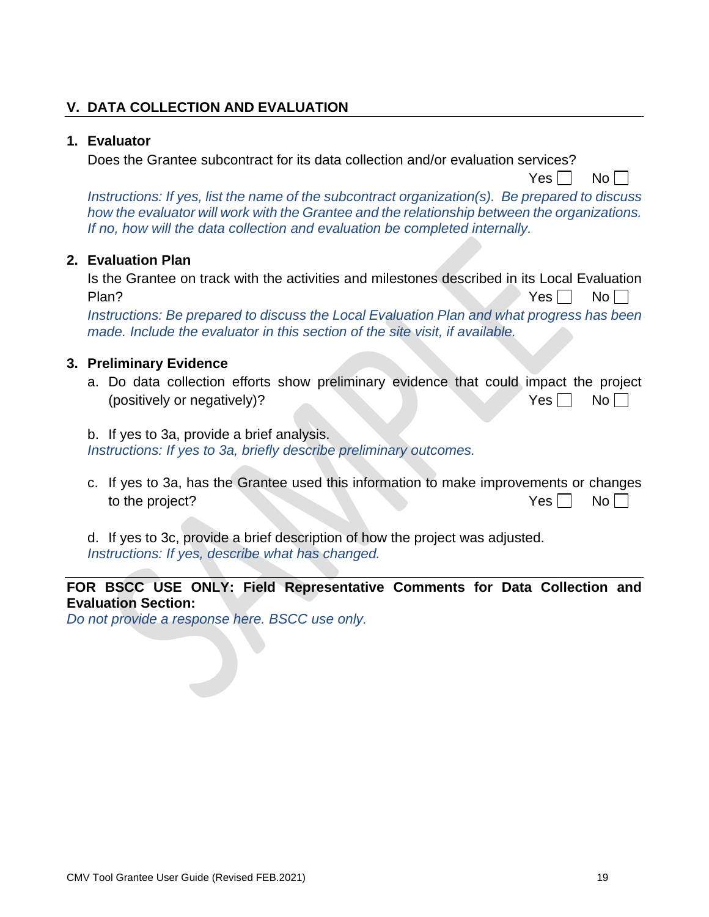## V. DATA COLLECTION AND EVALUATION

### 1. Evaluator

Does the Grantee subcontract for its data collection and/or evaluation services?

Yes ☐ No ☐

*Instructions: If yes, list the name of the subcontract organization(s). Be prepared to discuss how the evaluator will work with the Grantee and the relationship between the organizations. If no, how will the data collection and evaluation be completed internally.*

### 2. Evaluation Plan

Is the Grantee on track with the activities and milestones described in its Local Evaluation Plan? Yes ☐ No ☐

*Instructions: Be prepared to discuss the Local Evaluation Plan and what progress has been made. Include the evaluator in this section of the site visit, if available.*

### 3. Preliminary Evidence

a. Do data collection efforts show preliminary evidence that could impact the project (positively or negatively)? Yes ☐ No ☐

b. If yes to 3a, provide a brief analysis.
*Instructions: If yes to 3a, briefly describe preliminary outcomes.*

c. If yes to 3a, has the Grantee used this information to make improvements or changes to the project? Yes ☐ No ☐

d. If yes to 3c, provide a brief description of how the project was adjusted.
*Instructions: If yes, describe what has changed.*

---

**FOR BSCC USE ONLY: Field Representative Comments for Data Collection and Evaluation Section:**
*Do not provide a response here. BSCC use only.*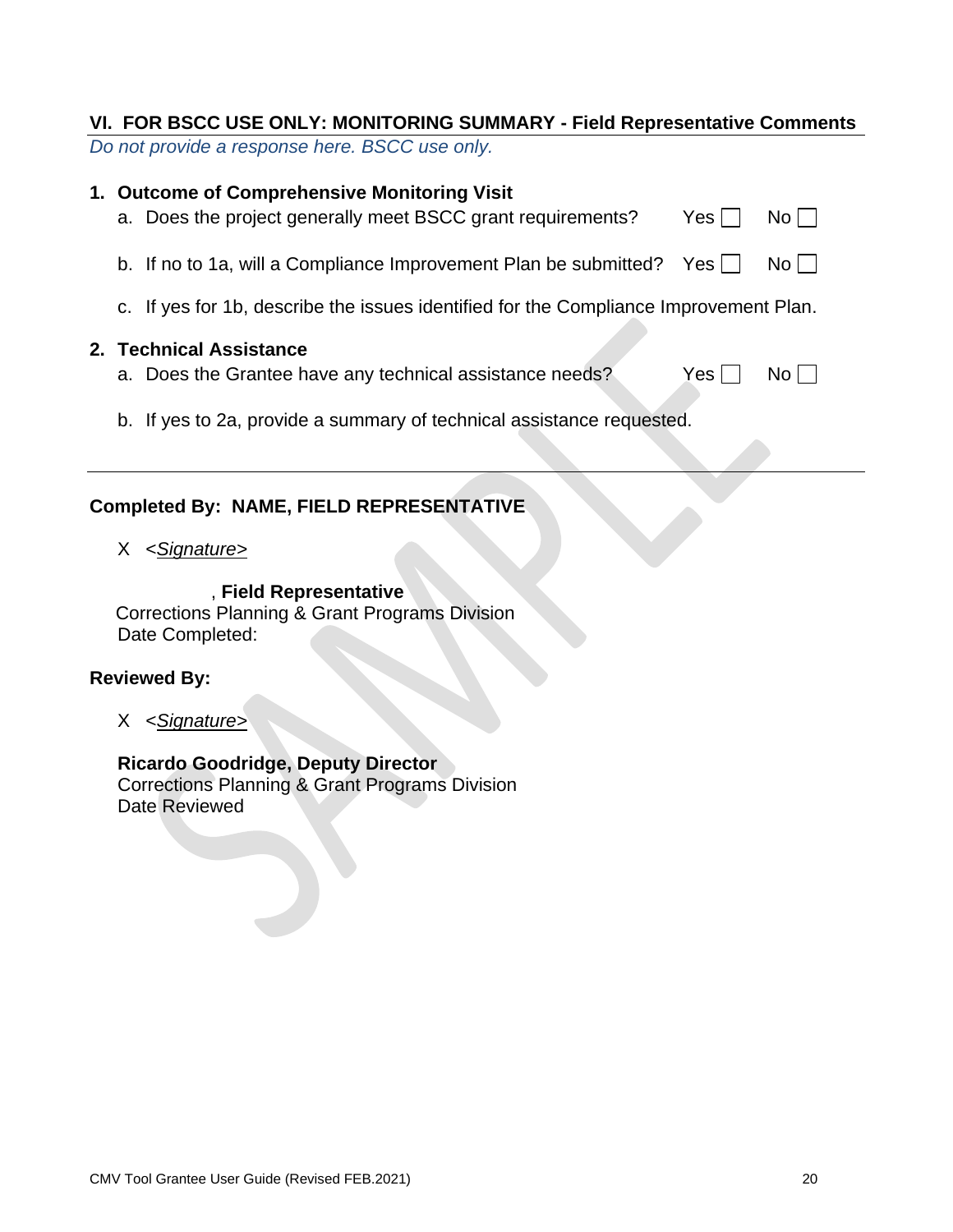## VI. FOR BSCC USE ONLY: MONITORING SUMMARY - Field Representative Comments

*Do not provide a response here. BSCC use only.*

**1. Outcome of Comprehensive Monitoring Visit**

a. Does the project generally meet BSCC grant requirements? Yes ☐ No ☐

b. If no to 1a, will a Compliance Improvement Plan be submitted? Yes ☐ No ☐

c. If yes for 1b, describe the issues identified for the Compliance Improvement Plan.

**2. Technical Assistance**

a. Does the Grantee have any technical assistance needs? Yes ☐ No ☐

b. If yes to 2a, provide a summary of technical assistance requested.

---

**Completed By: NAME, FIELD REPRESENTATIVE**

X <*Signature*>

, **Field Representative**
Corrections Planning & Grant Programs Division
Date Completed:

**Reviewed By:**

X <*Signature*>

**Ricardo Goodridge, Deputy Director**
Corrections Planning & Grant Programs Division
Date Reviewed